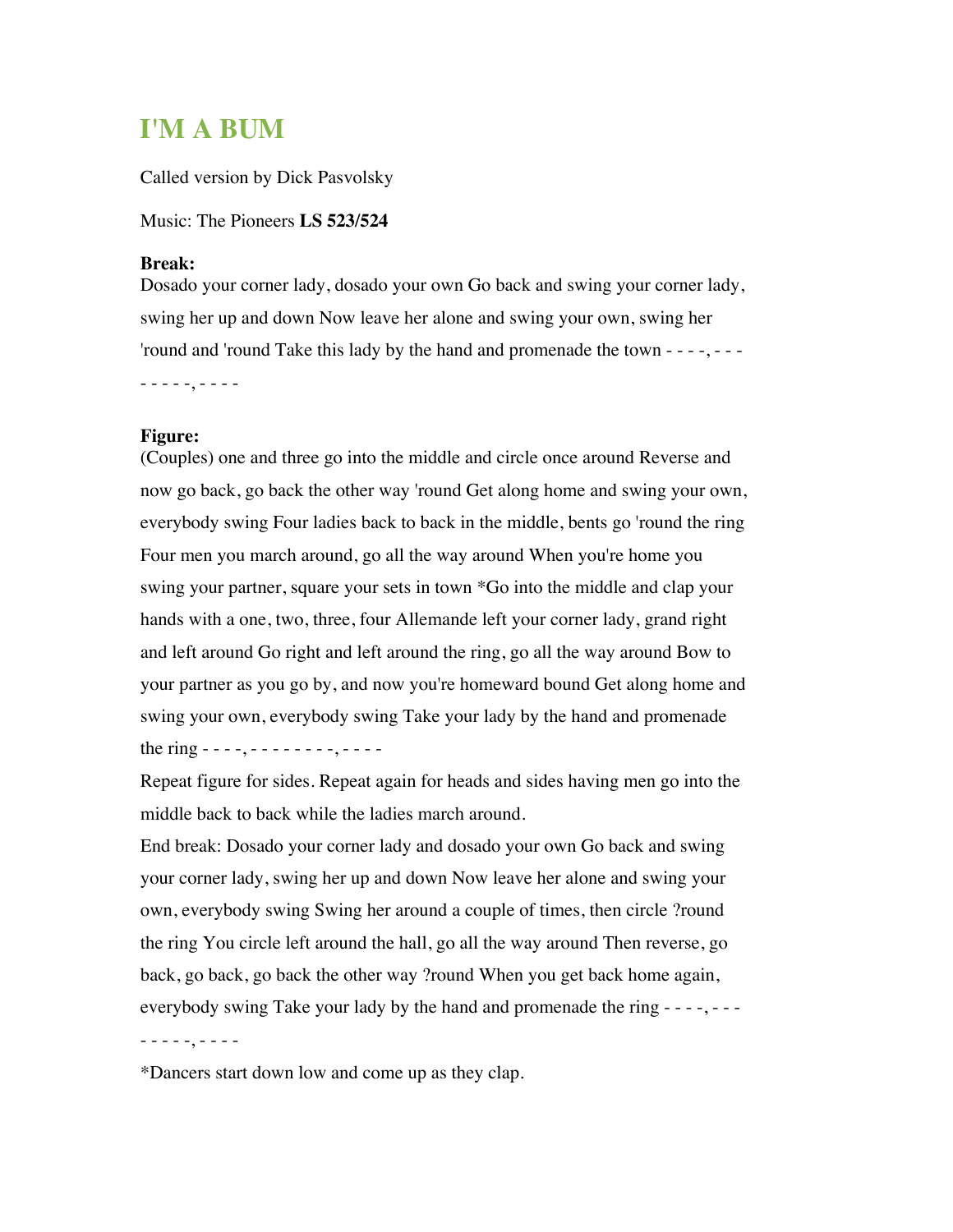# I'M A BUM

Called version by Dick Pasvolsky

Music: The Pioneers **LS 523/524**

**Break:**
Dosado your corner lady, dosado your own Go back and swing your corner lady, swing her up and down Now leave her alone and swing your own, swing her 'round and 'round Take this lady by the hand and promenade the town - - - -, - - - - - - - -, - - - -

**Figure:**
(Couples) one and three go into the middle and circle once around Reverse and now go back, go back the other way 'round Get along home and swing your own, everybody swing Four ladies back to back in the middle, bents go 'round the ring Four men you march around, go all the way around When you're home you swing your partner, square your sets in town *Go into the middle and clap your hands with a one, two, three, four Allemande left your corner lady, grand right and left around Go right and left around the ring, go all the way around Bow to your partner as you go by, and now you're homeward bound Get along home and swing your own, everybody swing Take your lady by the hand and promenade the ring - - - -, - - - - - - - -, - - - -

Repeat figure for sides. Repeat again for heads and sides having men go into the middle back to back while the ladies march around.

End break: Dosado your corner lady and dosado your own Go back and swing your corner lady, swing her up and down Now leave her alone and swing your own, everybody swing Swing her around a couple of times, then circle ?round the ring You circle left around the hall, go all the way around Then reverse, go back, go back, go back the other way ?round When you get back home again, everybody swing Take your lady by the hand and promenade the ring - - - -, - - - - - - - -, - - - -

*Dancers start down low and come up as they clap.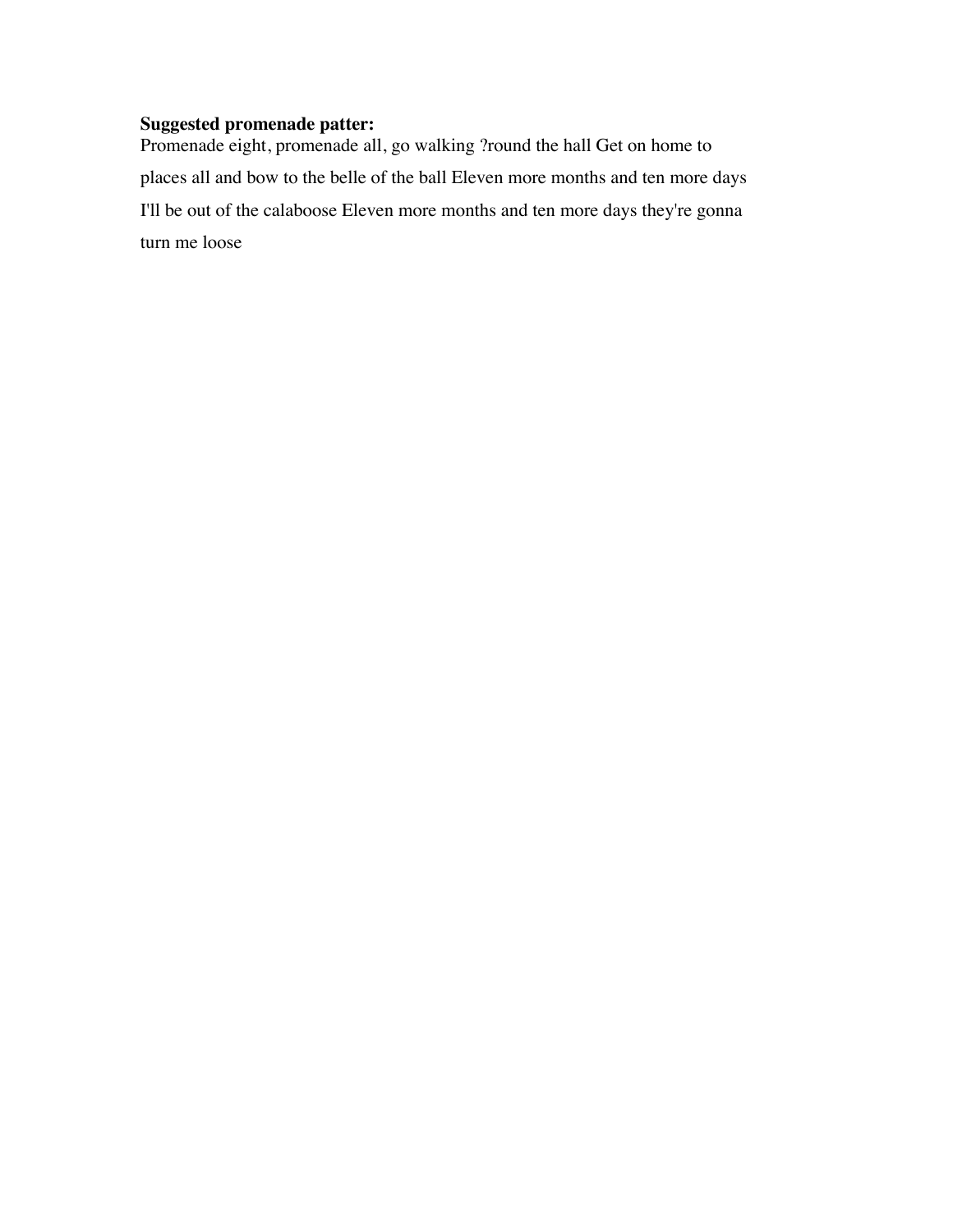**Suggested promenade patter:**
Promenade eight, promenade all, go walking ?round the hall Get on home to places all and bow to the belle of the ball Eleven more months and ten more days I'll be out of the calaboose Eleven more months and ten more days they're gonna turn me loose